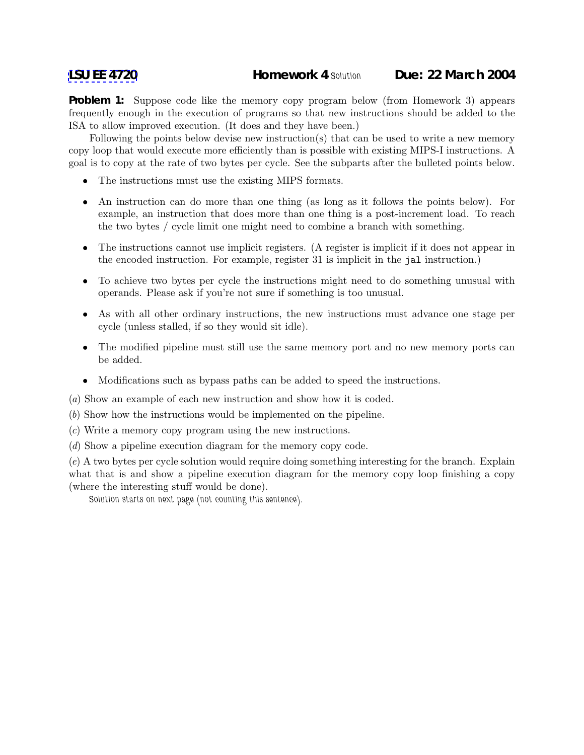**LSU EE 4720** **Homework 4** Solution **Due: 22 March 2004**

**Problem 1:** Suppose code like the memory copy program below (from Homework 3) appears frequently enough in the execution of programs so that new instructions should be added to the ISA to allow improved execution. (It does and they have been.)

Following the points below devise new instruction(s) that can be used to write a new memory copy loop that would execute more efficiently than is possible with existing MIPS-I instructions. A goal is to copy at the rate of two bytes per cycle. See the subparts after the bulleted points below.

- The instructions must use the existing MIPS formats.
- An instruction can do more than one thing (as long as it follows the points below). For example, an instruction that does more than one thing is a post-increment load. To reach the two bytes / cycle limit one might need to combine a branch with something.
- The instructions cannot use implicit registers. (A register is implicit if it does not appear in the encoded instruction. For example, register 31 is implicit in the `jal` instruction.)
- To achieve two bytes per cycle the instructions might need to do something unusual with operands. Please ask if you're not sure if something is too unusual.
- As with all other ordinary instructions, the new instructions must advance one stage per cycle (unless stalled, if so they would sit idle).
- The modified pipeline must still use the same memory port and no new memory ports can be added.
- Modifications such as bypass paths can be added to speed the instructions.

(*a*) Show an example of each new instruction and show how it is coded.

(*b*) Show how the instructions would be implemented on the pipeline.

(*c*) Write a memory copy program using the new instructions.

(*d*) Show a pipeline execution diagram for the memory copy code.

(*e*) A two bytes per cycle solution would require doing something interesting for the branch. Explain what that is and show a pipeline execution diagram for the memory copy loop finishing a copy (where the interesting stuff would be done).

Solution starts on next page (not counting this sentence).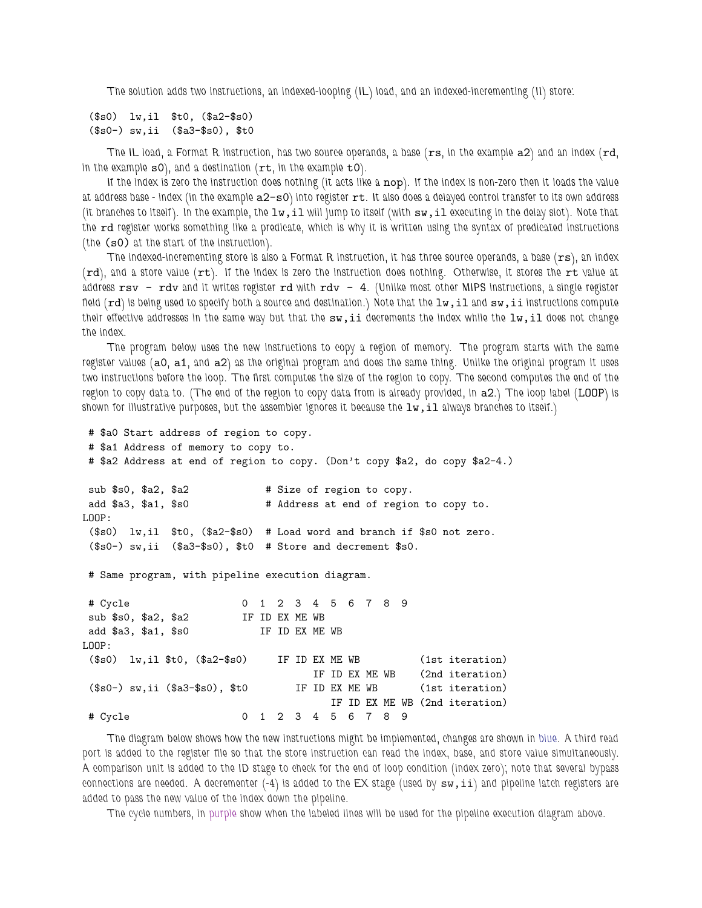The solution adds two instructions, an indexed-looping (IL) load, and an indexed-incrementing (II) store:

```
($s0)  lw,il  $t0, ($a2-$s0)
($s0-) sw,ii  ($a3-$s0), $t0
```

The IL load, a Format R instruction, has two source operands, a base (`rs`, in the example `a2`) and an index (`rd`, in the example `s0`), and a destination (`rt`, in the example `t0`).

If the index is zero the instruction does nothing (it acts like a `nop`). If the index is non-zero then it loads the value at address base - index (in the example `a2-s0`) into register `rt`. It also does a delayed control transfer to its own address (it branches to itself). In the example, the `lw,il` will jump to itself (with `sw,il` executing in the delay slot). Note that the `rd` register works something like a predicate, which is why it is written using the syntax of predicated instructions (the `(s0)` at the start of the instruction).

The indexed-incrementing store is also a Format R instruction, it has three source operands, a base (`rs`), an index (`rd`), and a store value (`rt`). If the index is zero the instruction does nothing. Otherwise, it stores the `rt` value at address `rsv - rdv` and it writes register `rd` with `rdv - 4`. (Unlike most other MIPS instructions, a single register field (`rd`) is being used to specify both a source and destination.) Note that the `lw,il` and `sw,ii` instructions compute their effective addresses in the same way but that the `sw,ii` decrements the index while the `lw,il` does not change the index.

The program below uses the new instructions to copy a region of memory. The program starts with the same register values (a0, a1, and a2) as the original program and does the same thing. Unlike the original program it uses two instructions before the loop. The first computes the size of the region to copy. The second computes the end of the region to copy data to. (The end of the region to copy data from is already provided, in a2.) The loop label (LOOP) is shown for illustrative purposes, but the assembler ignores it because the `lw,il` always branches to itself.)

```
 # $a0 Start address of region to copy.
 # $a1 Address of memory to copy to.
 # $a2 Address at end of region to copy. (Don't copy $a2, do copy $a2-4.)

 sub $s0, $a2, $a2             # Size of region to copy.
 add $a3, $a1, $s0             # Address at end of region to copy to.
LOOP:
 ($s0)  lw,il  $t0, ($a2-$s0)  # Load word and branch if $s0 not zero.
 ($s0-) sw,ii  ($a3-$s0), $t0  # Store and decrement $s0.

 # Same program, with pipeline execution diagram.

 # Cycle                   0  1  2  3  4  5  6  7  8  9
 sub $s0, $a2, $a2         IF ID EX ME WB
 add $a3, $a1, $s0            IF ID EX ME WB
LOOP:
 ($s0)  lw,il $t0, ($a2-$s0)     IF ID EX ME WB          (1st iteration)
                                       IF ID EX ME WB    (2nd iteration)
 ($s0-) sw,ii ($a3-$s0), $t0        IF ID EX ME WB       (1st iteration)
                                          IF ID EX ME WB (2nd iteration)
 # Cycle                   0  1  2  3  4  5  6  7  8  9
```

The diagram below shows how the new instructions might be implemented, changes are shown in blue. A third read port is added to the register file so that the store instruction can read the index, base, and store value simultaneously. A comparison unit is added to the ID stage to check for the end of loop condition (index zero); note that several bypass connections are needed. A decrementer (-4) is added to the EX stage (used by `sw,ii`) and pipeline latch registers are added to pass the new value of the index down the pipeline.

The cycle numbers, in purple show when the labeled lines will be used for the pipeline execution diagram above.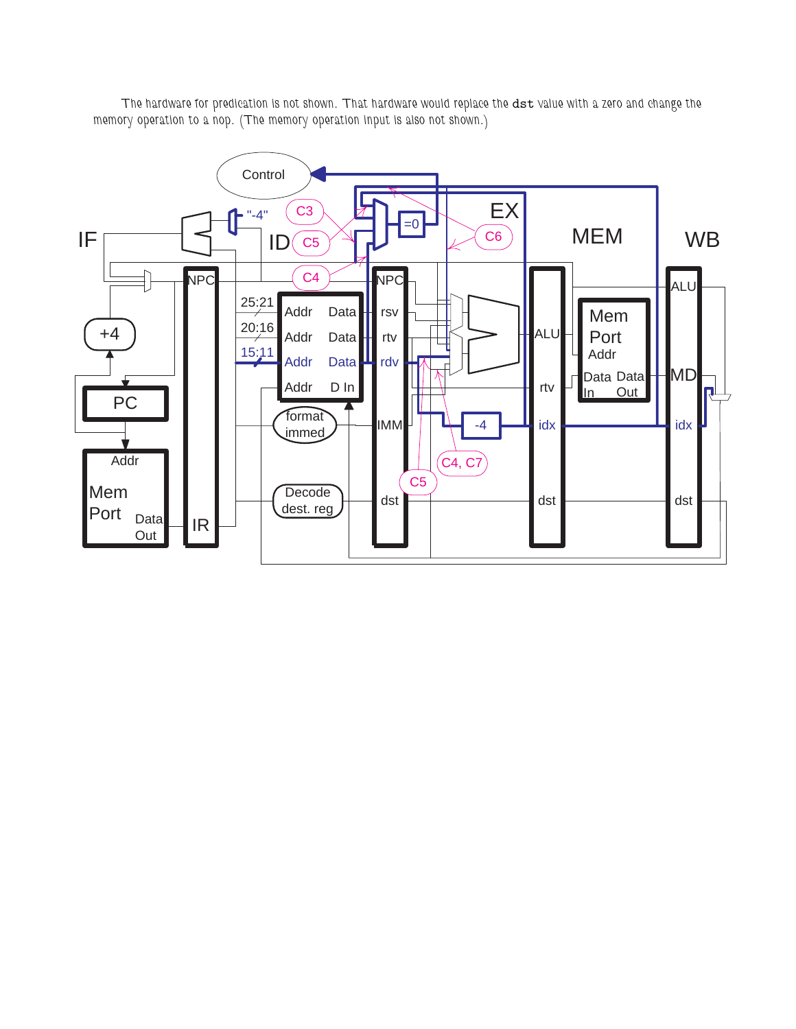The hardware for predication is not shown. That hardware would replace the `dst` value with a zero and change the memory operation to a nop. (The memory operation input is also not shown.)

Control
"-4"
C3
C5
C4
C6
IF
ID
EX
MEM
WB
=0
NPC
NPC
25:21
20:16
15:11
Addr Data
Addr Data
Addr Data
Addr D In
rsv
rtv
rdv
+4
PC
format immed
IMM
-4
C4, C7
C5
Addr
Mem Port
Data Out
IR
Decode dest. reg
dst
ALU
rtv
idx
dst
Mem Port
Addr
Data In
Data Out
ALU
MD
idx
dst